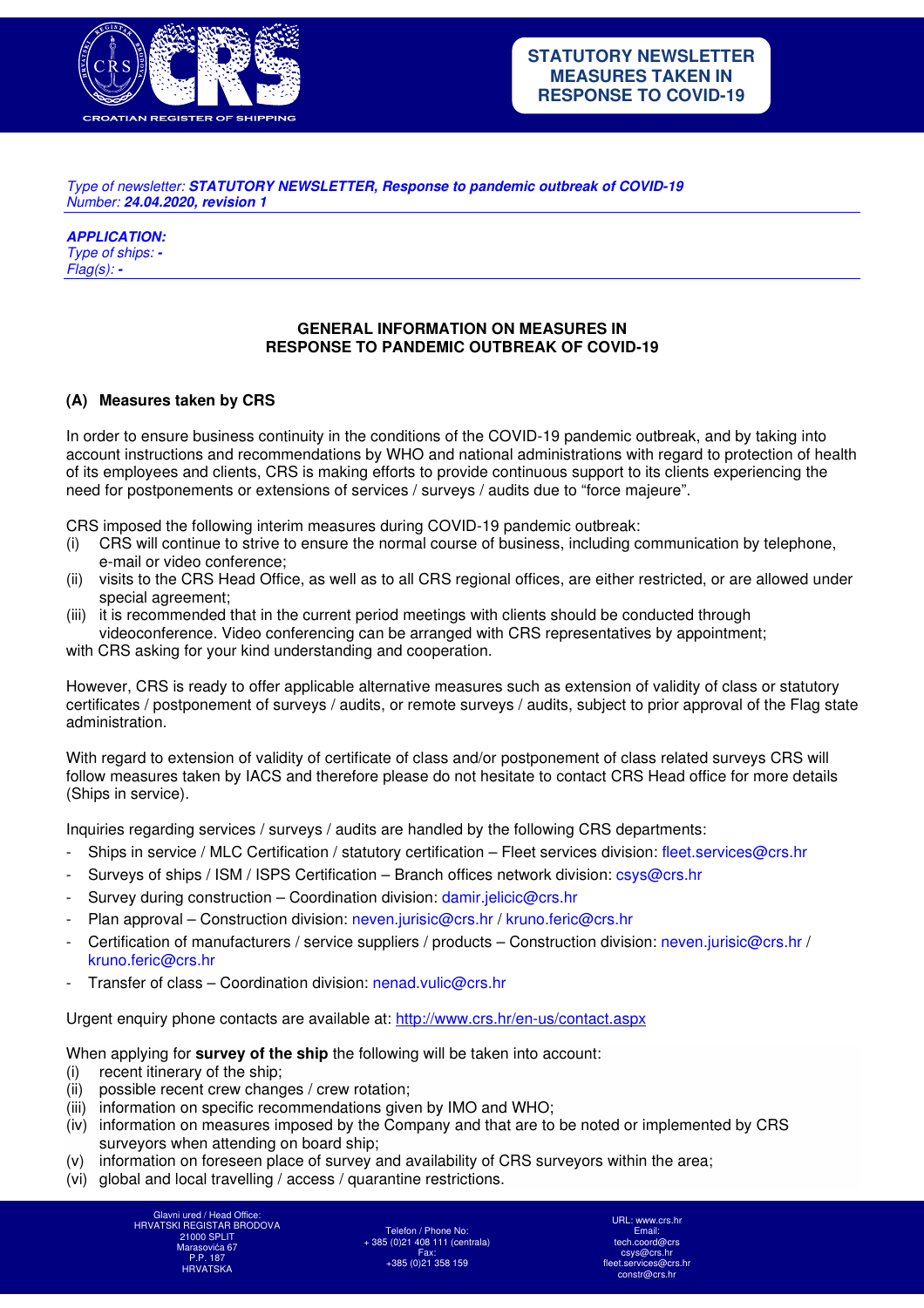**STATUTORY NEWSLETTER MEASURES TAKEN IN RESPONSE TO COVID-19**

*Type of newsletter:* ***STATUTORY NEWSLETTER, Response to pandemic outbreak of COVID-19***
*Number:* ***24.04.2020, revision 1***

***APPLICATION:***
*Type of ships:* ***-***
*Flag(s):* ***-***

# GENERAL INFORMATION ON MEASURES IN RESPONSE TO PANDEMIC OUTBREAK OF COVID-19

## (A) Measures taken by CRS

In order to ensure business continuity in the conditions of the COVID-19 pandemic outbreak, and by taking into account instructions and recommendations by WHO and national administrations with regard to protection of health of its employees and clients, CRS is making efforts to provide continuous support to its clients experiencing the need for postponements or extensions of services / surveys / audits due to "force majeure".

CRS imposed the following interim measures during COVID-19 pandemic outbreak:

(i) CRS will continue to strive to ensure the normal course of business, including communication by telephone, e-mail or video conference;
(ii) visits to the CRS Head Office, as well as to all CRS regional offices, are either restricted, or are allowed under special agreement;
(iii) it is recommended that in the current period meetings with clients should be conducted through videoconference. Video conferencing can be arranged with CRS representatives by appointment;

with CRS asking for your kind understanding and cooperation.

However, CRS is ready to offer applicable alternative measures such as extension of validity of class or statutory certificates / postponement of surveys / audits, or remote surveys / audits, subject to prior approval of the Flag state administration.

With regard to extension of validity of certificate of class and/or postponement of class related surveys CRS will follow measures taken by IACS and therefore please do not hesitate to contact CRS Head office for more details (Ships in service).

Inquiries regarding services / surveys / audits are handled by the following CRS departments:

- Ships in service / MLC Certification / statutory certification – Fleet services division: fleet.services@crs.hr
- Surveys of ships / ISM / ISPS Certification – Branch offices network division: csys@crs.hr
- Survey during construction – Coordination division: damir.jelicic@crs.hr
- Plan approval – Construction division: neven.jurisic@crs.hr / kruno.feric@crs.hr
- Certification of manufacturers / service suppliers / products – Construction division: neven.jurisic@crs.hr / kruno.feric@crs.hr
- Transfer of class – Coordination division: nenad.vulic@crs.hr

Urgent enquiry phone contacts are available at: http://www.crs.hr/en-us/contact.aspx

When applying for **survey of the ship** the following will be taken into account:

(i) recent itinerary of the ship;
(ii) possible recent crew changes / crew rotation;
(iii) information on specific recommendations given by IMO and WHO;
(iv) information on measures imposed by the Company and that are to be noted or implemented by CRS surveyors when attending on board ship;
(v) information on foreseen place of survey and availability of CRS surveyors within the area;
(vi) global and local travelling / access / quarantine restrictions.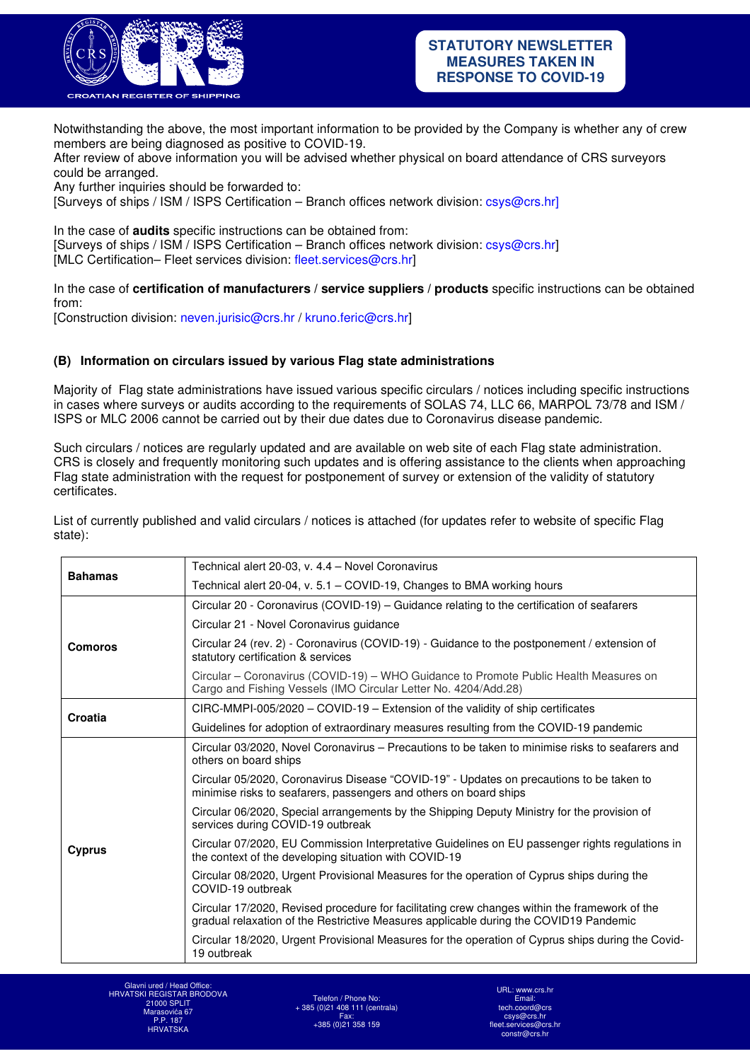Notwithstanding the above, the most important information to be provided by the Company is whether any of crew members are being diagnosed as positive to COVID-19.
After review of above information you will be advised whether physical on board attendance of CRS surveyors could be arranged.
Any further inquiries should be forwarded to:
[Surveys of ships / ISM / ISPS Certification – Branch offices network division: csys@crs.hr]

In the case of **audits** specific instructions can be obtained from:
[Surveys of ships / ISM / ISPS Certification – Branch offices network division: csys@crs.hr]
[MLC Certification– Fleet services division: fleet.services@crs.hr]

In the case of **certification of manufacturers** / **service suppliers** / **products** specific instructions can be obtained from:
[Construction division: neven.jurisic@crs.hr / kruno.feric@crs.hr]

## (B) Information on circulars issued by various Flag state administrations

Majority of Flag state administrations have issued various specific circulars / notices including specific instructions in cases where surveys or audits according to the requirements of SOLAS 74, LLC 66, MARPOL 73/78 and ISM / ISPS or MLC 2006 cannot be carried out by their due dates due to Coronavirus disease pandemic.

Such circulars / notices are regularly updated and are available on web site of each Flag state administration. CRS is closely and frequently monitoring such updates and is offering assistance to the clients when approaching Flag state administration with the request for postponement of survey or extension of the validity of statutory certificates.

List of currently published and valid circulars / notices is attached (for updates refer to website of specific Flag state):

| | |
|---|---|
| **Bahamas** | Technical alert 20-03, v. 4.4 – Novel Coronavirus |
| | Technical alert 20-04, v. 5.1 – COVID-19, Changes to BMA working hours |
| **Comoros** | Circular 20 - Coronavirus (COVID-19) – Guidance relating to the certification of seafarers |
| | Circular 21 - Novel Coronavirus guidance |
| | Circular 24 (rev. 2) - Coronavirus (COVID-19) - Guidance to the postponement / extension of statutory certification & services |
| | Circular – Coronavirus (COVID-19) – WHO Guidance to Promote Public Health Measures on Cargo and Fishing Vessels (IMO Circular Letter No. 4204/Add.28) |
| **Croatia** | CIRC-MMPI-005/2020 – COVID-19 – Extension of the validity of ship certificates |
| | Guidelines for adoption of extraordinary measures resulting from the COVID-19 pandemic |
| **Cyprus** | Circular 03/2020, Novel Coronavirus – Precautions to be taken to minimise risks to seafarers and others on board ships |
| | Circular 05/2020, Coronavirus Disease "COVID-19" - Updates on precautions to be taken to minimise risks to seafarers, passengers and others on board ships |
| | Circular 06/2020, Special arrangements by the Shipping Deputy Ministry for the provision of services during COVID-19 outbreak |
| | Circular 07/2020, EU Commission Interpretative Guidelines on EU passenger rights regulations in the context of the developing situation with COVID-19 |
| | Circular 08/2020, Urgent Provisional Measures for the operation of Cyprus ships during the COVID-19 outbreak |
| | Circular 17/2020, Revised procedure for facilitating crew changes within the framework of the gradual relaxation of the Restrictive Measures applicable during the COVID19 Pandemic |
| | Circular 18/2020, Urgent Provisional Measures for the operation of Cyprus ships during the Covid-19 outbreak |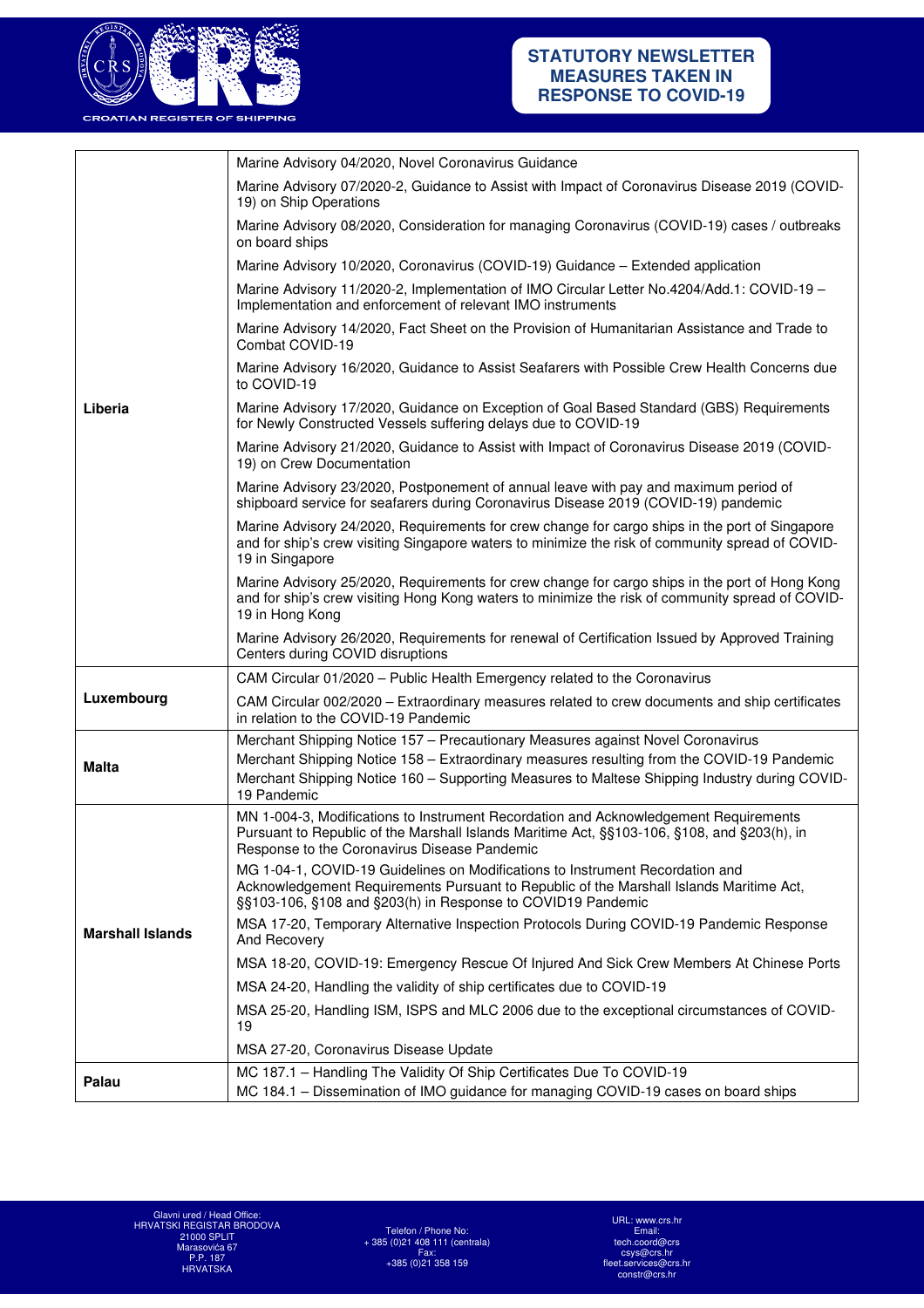| | |
|---|---|
| Liberia | Marine Advisory 04/2020, Novel Coronavirus Guidance |
| | Marine Advisory 07/2020-2, Guidance to Assist with Impact of Coronavirus Disease 2019 (COVID-19) on Ship Operations |
| | Marine Advisory 08/2020, Consideration for managing Coronavirus (COVID-19) cases / outbreaks on board ships |
| | Marine Advisory 10/2020, Coronavirus (COVID-19) Guidance – Extended application |
| | Marine Advisory 11/2020-2, Implementation of IMO Circular Letter No.4204/Add.1: COVID-19 – Implementation and enforcement of relevant IMO instruments |
| | Marine Advisory 14/2020, Fact Sheet on the Provision of Humanitarian Assistance and Trade to Combat COVID-19 |
| | Marine Advisory 16/2020, Guidance to Assist Seafarers with Possible Crew Health Concerns due to COVID-19 |
| | Marine Advisory 17/2020, Guidance on Exception of Goal Based Standard (GBS) Requirements for Newly Constructed Vessels suffering delays due to COVID-19 |
| | Marine Advisory 21/2020, Guidance to Assist with Impact of Coronavirus Disease 2019 (COVID-19) on Crew Documentation |
| | Marine Advisory 23/2020, Postponement of annual leave with pay and maximum period of shipboard service for seafarers during Coronavirus Disease 2019 (COVID-19) pandemic |
| | Marine Advisory 24/2020, Requirements for crew change for cargo ships in the port of Singapore and for ship's crew visiting Singapore waters to minimize the risk of community spread of COVID-19 in Singapore |
| | Marine Advisory 25/2020, Requirements for crew change for cargo ships in the port of Hong Kong and for ship's crew visiting Hong Kong waters to minimize the risk of community spread of COVID-19 in Hong Kong |
| | Marine Advisory 26/2020, Requirements for renewal of Certification Issued by Approved Training Centers during COVID disruptions |
| Luxembourg | CAM Circular 01/2020 – Public Health Emergency related to the Coronavirus |
| | CAM Circular 002/2020 – Extraordinary measures related to crew documents and ship certificates in relation to the COVID-19 Pandemic |
| Malta | Merchant Shipping Notice 157 – Precautionary Measures against Novel Coronavirus |
| | Merchant Shipping Notice 158 – Extraordinary measures resulting from the COVID-19 Pandemic |
| | Merchant Shipping Notice 160 – Supporting Measures to Maltese Shipping Industry during COVID-19 Pandemic |
| Marshall Islands | MN 1-004-3, Modifications to Instrument Recordation and Acknowledgement Requirements Pursuant to Republic of the Marshall Islands Maritime Act, §§103-106, §108, and §203(h), in Response to the Coronavirus Disease Pandemic |
| | MG 1-04-1, COVID-19 Guidelines on Modifications to Instrument Recordation and Acknowledgement Requirements Pursuant to Republic of the Marshall Islands Maritime Act, §§103-106, §108 and §203(h) in Response to COVID19 Pandemic |
| | MSA 17-20, Temporary Alternative Inspection Protocols During COVID-19 Pandemic Response And Recovery |
| | MSA 18-20, COVID-19: Emergency Rescue Of Injured And Sick Crew Members At Chinese Ports |
| | MSA 24-20, Handling the validity of ship certificates due to COVID-19 |
| | MSA 25-20, Handling ISM, ISPS and MLC 2006 due to the exceptional circumstances of COVID-19 |
| | MSA 27-20, Coronavirus Disease Update |
| Palau | MC 187.1 – Handling The Validity Of Ship Certificates Due To COVID-19 |
| | MC 184.1 – Dissemination of IMO guidance for managing COVID-19 cases on board ships |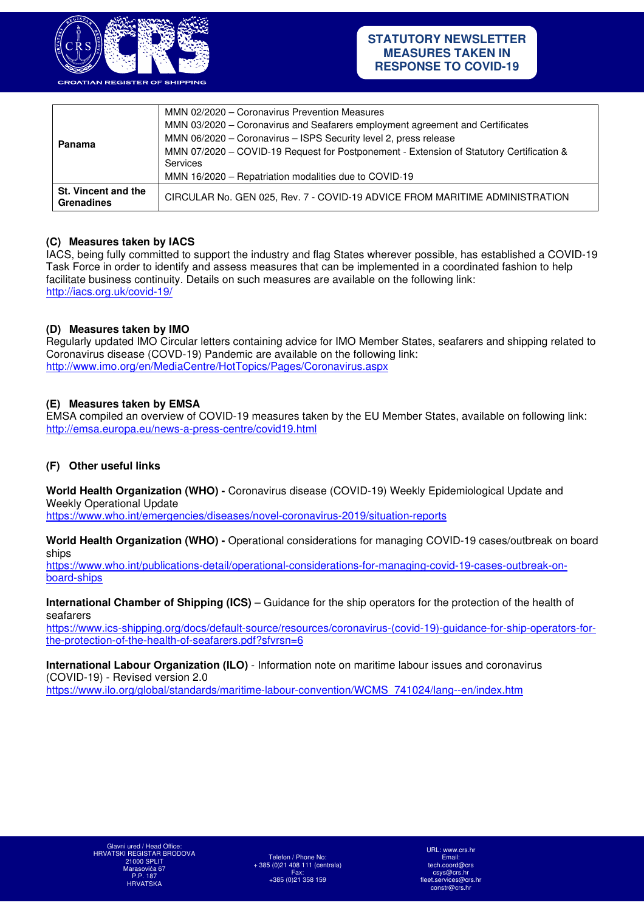| | |
|---|---|
| **Panama** | MMN 02/2020 – Coronavirus Prevention Measures<br>MMN 03/2020 – Coronavirus and Seafarers employment agreement and Certificates<br>MMN 06/2020 – Coronavirus – ISPS Security level 2, press release<br>MMN 07/2020 – COVID-19 Request for Postponement - Extension of Statutory Certification & Services<br>MMN 16/2020 – Repatriation modalities due to COVID-19 |
| **St. Vincent and the Grenadines** | CIRCULAR No. GEN 025, Rev. 7 - COVID-19 ADVICE FROM MARITIME ADMINISTRATION |

### (C) Measures taken by IACS

IACS, being fully committed to support the industry and flag States wherever possible, has established a COVID-19 Task Force in order to identify and assess measures that can be implemented in a coordinated fashion to help facilitate business continuity. Details on such measures are available on the following link:
http://iacs.org.uk/covid-19/

### (D) Measures taken by IMO

Regularly updated IMO Circular letters containing advice for IMO Member States, seafarers and shipping related to Coronavirus disease (COVD-19) Pandemic are available on the following link:
http://www.imo.org/en/MediaCentre/HotTopics/Pages/Coronavirus.aspx

### (E) Measures taken by EMSA

EMSA compiled an overview of COVID-19 measures taken by the EU Member States, available on following link:
http://emsa.europa.eu/news-a-press-centre/covid19.html

### (F) Other useful links

**World Health Organization (WHO) -** Coronavirus disease (COVID-19) Weekly Epidemiological Update and Weekly Operational Update
https://www.who.int/emergencies/diseases/novel-coronavirus-2019/situation-reports

**World Health Organization (WHO) -** Operational considerations for managing COVID-19 cases/outbreak on board ships
https://www.who.int/publications-detail/operational-considerations-for-managing-covid-19-cases-outbreak-on-board-ships

**International Chamber of Shipping (ICS)** – Guidance for the ship operators for the protection of the health of seafarers
https://www.ics-shipping.org/docs/default-source/resources/coronavirus-(covid-19)-guidance-for-ship-operators-for-the-protection-of-the-health-of-seafarers.pdf?sfvrsn=6

**International Labour Organization (ILO)** - Information note on maritime labour issues and coronavirus (COVID-19) - Revised version 2.0
https://www.ilo.org/global/standards/maritime-labour-convention/WCMS_741024/lang--en/index.htm